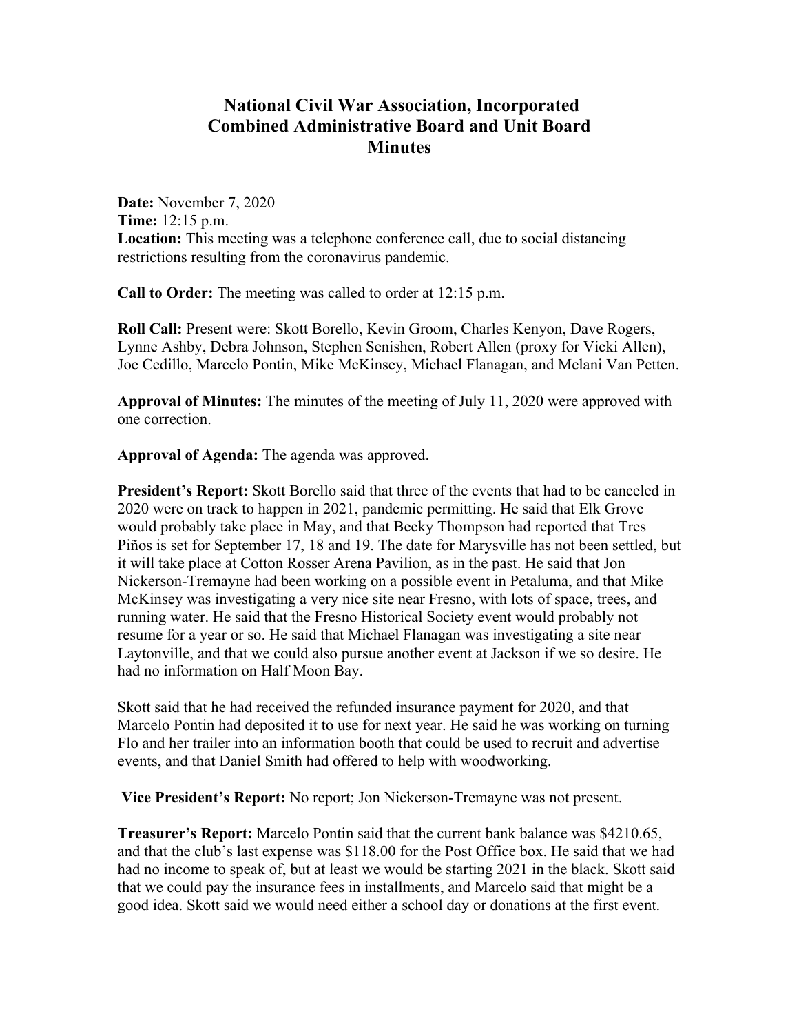# National Civil War Association, Incorporated
# Combined Administrative Board and Unit Board
# Minutes

**Date:** November 7, 2020
**Time:** 12:15 p.m.
**Location:** This meeting was a telephone conference call, due to social distancing restrictions resulting from the coronavirus pandemic.

**Call to Order:** The meeting was called to order at 12:15 p.m.

**Roll Call:** Present were: Skott Borello, Kevin Groom, Charles Kenyon, Dave Rogers, Lynne Ashby, Debra Johnson, Stephen Senishen, Robert Allen (proxy for Vicki Allen), Joe Cedillo, Marcelo Pontin, Mike McKinsey, Michael Flanagan, and Melani Van Petten.

**Approval of Minutes:** The minutes of the meeting of July 11, 2020 were approved with one correction.

**Approval of Agenda:** The agenda was approved.

**President's Report:** Skott Borello said that three of the events that had to be canceled in 2020 were on track to happen in 2021, pandemic permitting. He said that Elk Grove would probably take place in May, and that Becky Thompson had reported that Tres Piños is set for September 17, 18 and 19. The date for Marysville has not been settled, but it will take place at Cotton Rosser Arena Pavilion, as in the past. He said that Jon Nickerson-Tremayne had been working on a possible event in Petaluma, and that Mike McKinsey was investigating a very nice site near Fresno, with lots of space, trees, and running water. He said that the Fresno Historical Society event would probably not resume for a year or so. He said that Michael Flanagan was investigating a site near Laytonville, and that we could also pursue another event at Jackson if we so desire. He had no information on Half Moon Bay.

Skott said that he had received the refunded insurance payment for 2020, and that Marcelo Pontin had deposited it to use for next year. He said he was working on turning Flo and her trailer into an information booth that could be used to recruit and advertise events, and that Daniel Smith had offered to help with woodworking.

**Vice President's Report:** No report; Jon Nickerson-Tremayne was not present.

**Treasurer's Report:** Marcelo Pontin said that the current bank balance was $4210.65, and that the club's last expense was $118.00 for the Post Office box. He said that we had had no income to speak of, but at least we would be starting 2021 in the black. Skott said that we could pay the insurance fees in installments, and Marcelo said that might be a good idea. Skott said we would need either a school day or donations at the first event.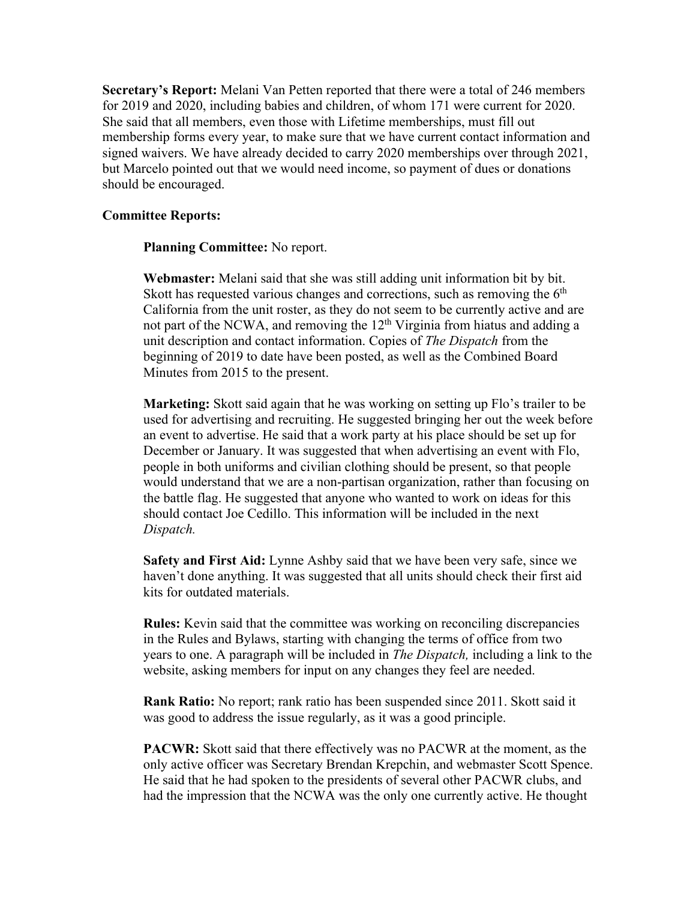**Secretary's Report:** Melani Van Petten reported that there were a total of 246 members for 2019 and 2020, including babies and children, of whom 171 were current for 2020. She said that all members, even those with Lifetime memberships, must fill out membership forms every year, to make sure that we have current contact information and signed waivers. We have already decided to carry 2020 memberships over through 2021, but Marcelo pointed out that we would need income, so payment of dues or donations should be encouraged.

**Committee Reports:**

**Planning Committee:** No report.

**Webmaster:** Melani said that she was still adding unit information bit by bit. Skott has requested various changes and corrections, such as removing the 6th California from the unit roster, as they do not seem to be currently active and are not part of the NCWA, and removing the 12th Virginia from hiatus and adding a unit description and contact information. Copies of *The Dispatch* from the beginning of 2019 to date have been posted, as well as the Combined Board Minutes from 2015 to the present.

**Marketing:** Skott said again that he was working on setting up Flo's trailer to be used for advertising and recruiting. He suggested bringing her out the week before an event to advertise. He said that a work party at his place should be set up for December or January. It was suggested that when advertising an event with Flo, people in both uniforms and civilian clothing should be present, so that people would understand that we are a non-partisan organization, rather than focusing on the battle flag. He suggested that anyone who wanted to work on ideas for this should contact Joe Cedillo. This information will be included in the next *Dispatch.*

**Safety and First Aid:** Lynne Ashby said that we have been very safe, since we haven't done anything. It was suggested that all units should check their first aid kits for outdated materials.

**Rules:** Kevin said that the committee was working on reconciling discrepancies in the Rules and Bylaws, starting with changing the terms of office from two years to one. A paragraph will be included in *The Dispatch,* including a link to the website, asking members for input on any changes they feel are needed.

**Rank Ratio:** No report; rank ratio has been suspended since 2011. Skott said it was good to address the issue regularly, as it was a good principle.

**PACWR:** Skott said that there effectively was no PACWR at the moment, as the only active officer was Secretary Brendan Krepchin, and webmaster Scott Spence. He said that he had spoken to the presidents of several other PACWR clubs, and had the impression that the NCWA was the only one currently active. He thought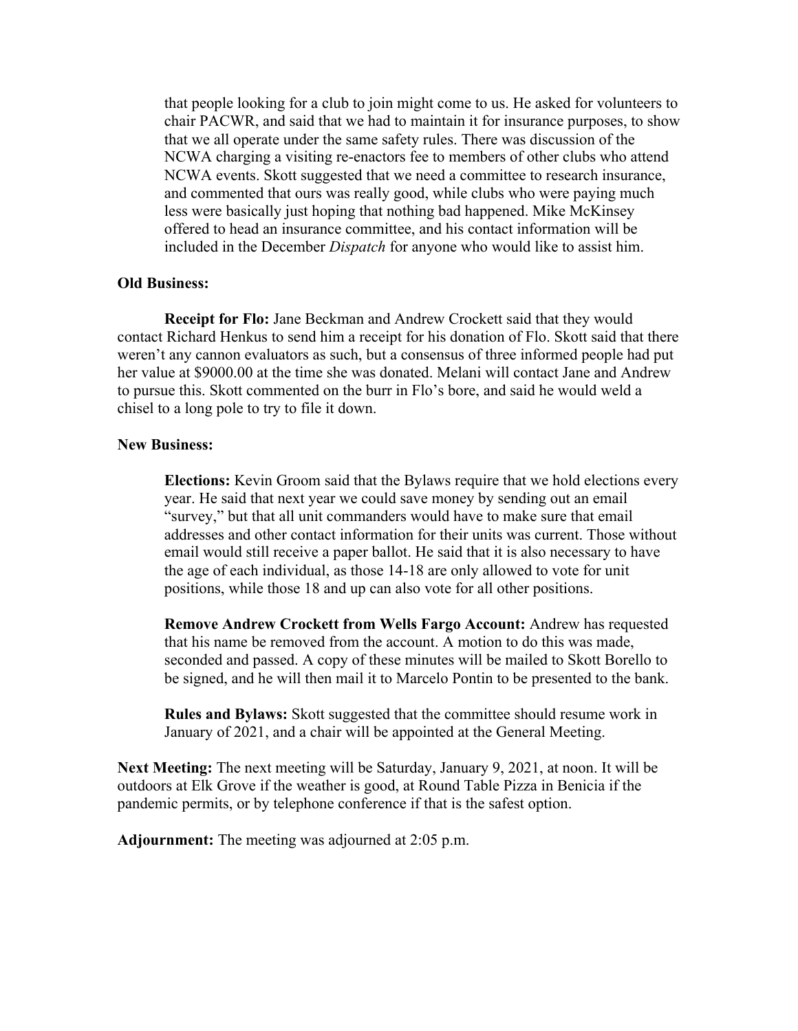that people looking for a club to join might come to us. He asked for volunteers to chair PACWR, and said that we had to maintain it for insurance purposes, to show that we all operate under the same safety rules. There was discussion of the NCWA charging a visiting re-enactors fee to members of other clubs who attend NCWA events. Skott suggested that we need a committee to research insurance, and commented that ours was really good, while clubs who were paying much less were basically just hoping that nothing bad happened. Mike McKinsey offered to head an insurance committee, and his contact information will be included in the December *Dispatch* for anyone who would like to assist him.

**Old Business:**

**Receipt for Flo:** Jane Beckman and Andrew Crockett said that they would contact Richard Henkus to send him a receipt for his donation of Flo. Skott said that there weren't any cannon evaluators as such, but a consensus of three informed people had put her value at $9000.00 at the time she was donated. Melani will contact Jane and Andrew to pursue this. Skott commented on the burr in Flo's bore, and said he would weld a chisel to a long pole to try to file it down.

**New Business:**

**Elections:** Kevin Groom said that the Bylaws require that we hold elections every year. He said that next year we could save money by sending out an email "survey," but that all unit commanders would have to make sure that email addresses and other contact information for their units was current. Those without email would still receive a paper ballot. He said that it is also necessary to have the age of each individual, as those 14-18 are only allowed to vote for unit positions, while those 18 and up can also vote for all other positions.

**Remove Andrew Crockett from Wells Fargo Account:** Andrew has requested that his name be removed from the account. A motion to do this was made, seconded and passed. A copy of these minutes will be mailed to Skott Borello to be signed, and he will then mail it to Marcelo Pontin to be presented to the bank.

**Rules and Bylaws:** Skott suggested that the committee should resume work in January of 2021, and a chair will be appointed at the General Meeting.

**Next Meeting:** The next meeting will be Saturday, January 9, 2021, at noon. It will be outdoors at Elk Grove if the weather is good, at Round Table Pizza in Benicia if the pandemic permits, or by telephone conference if that is the safest option.

**Adjournment:** The meeting was adjourned at 2:05 p.m.